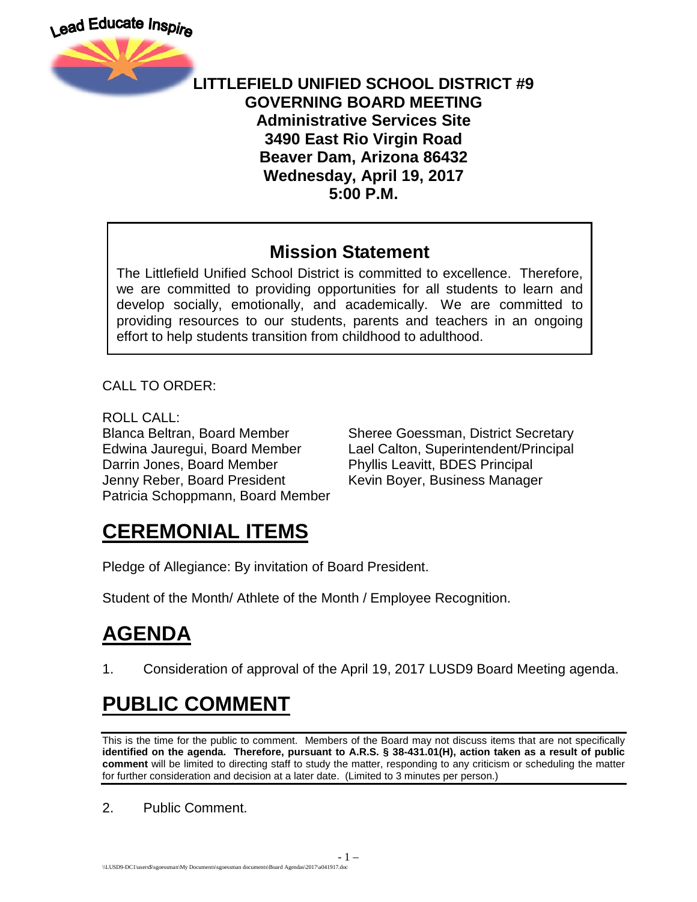Lead Educate Inspire

# LITTLEFIELD UNIFIED SCHOOL DISTRICT #9
**GOVERNING BOARD MEETING**
**Administrative Services Site**
**3490 East Rio Virgin Road**
**Beaver Dam, Arizona 86432**
**Wednesday, April 19, 2017**
**5:00 P.M.**

## Mission Statement

The Littlefield Unified School District is committed to excellence. Therefore, we are committed to providing opportunities for all students to learn and develop socially, emotionally, and academically. We are committed to providing resources to our students, parents and teachers in an ongoing effort to help students transition from childhood to adulthood.

CALL TO ORDER:

ROLL CALL:

Blanca Beltran, Board Member
Edwina Jauregui, Board Member
Darrin Jones, Board Member
Jenny Reber, Board President
Patricia Schoppmann, Board Member

Sheree Goessman, District Secretary
Lael Calton, Superintendent/Principal
Phyllis Leavitt, BDES Principal
Kevin Boyer, Business Manager

# CEREMONIAL ITEMS

Pledge of Allegiance: By invitation of Board President.

Student of the Month/ Athlete of the Month / Employee Recognition.

# AGENDA

1. Consideration of approval of the April 19, 2017 LUSD9 Board Meeting agenda.

# PUBLIC COMMENT

This is the time for the public to comment. Members of the Board may not discuss items that are not specifically **identified on the agenda. Therefore, pursuant to A.R.S. § 38-431.01(H), action taken as a result of public comment** will be limited to directing staff to study the matter, responding to any criticism or scheduling the matter for further consideration and decision at a later date. (Limited to 3 minutes per person.)

2. Public Comment.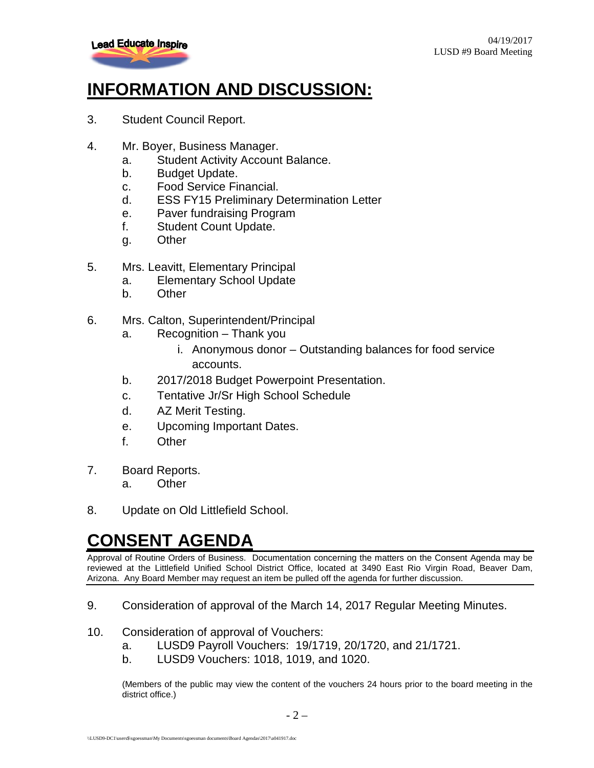# INFORMATION AND DISCUSSION:

3. Student Council Report.

4. Mr. Boyer, Business Manager.
   a. Student Activity Account Balance.
   b. Budget Update.
   c. Food Service Financial.
   d. ESS FY15 Preliminary Determination Letter
   e. Paver fundraising Program
   f. Student Count Update.
   g. Other

5. Mrs. Leavitt, Elementary Principal
   a. Elementary School Update
   b. Other

6. Mrs. Calton, Superintendent/Principal
   a. Recognition – Thank you
      i. Anonymous donor – Outstanding balances for food service accounts.
   b. 2017/2018 Budget Powerpoint Presentation.
   c. Tentative Jr/Sr High School Schedule
   d. AZ Merit Testing.
   e. Upcoming Important Dates.
   f. Other

7. Board Reports.
   a. Other

8. Update on Old Littlefield School.

# CONSENT AGENDA

Approval of Routine Orders of Business. Documentation concerning the matters on the Consent Agenda may be reviewed at the Littlefield Unified School District Office, located at 3490 East Rio Virgin Road, Beaver Dam, Arizona. Any Board Member may request an item be pulled off the agenda for further discussion.

9. Consideration of approval of the March 14, 2017 Regular Meeting Minutes.

10. Consideration of approval of Vouchers:
    a. LUSD9 Payroll Vouchers: 19/1719, 20/1720, and 21/1721.
    b. LUSD9 Vouchers: 1018, 1019, and 1020.

    (Members of the public may view the content of the vouchers 24 hours prior to the board meeting in the district office.)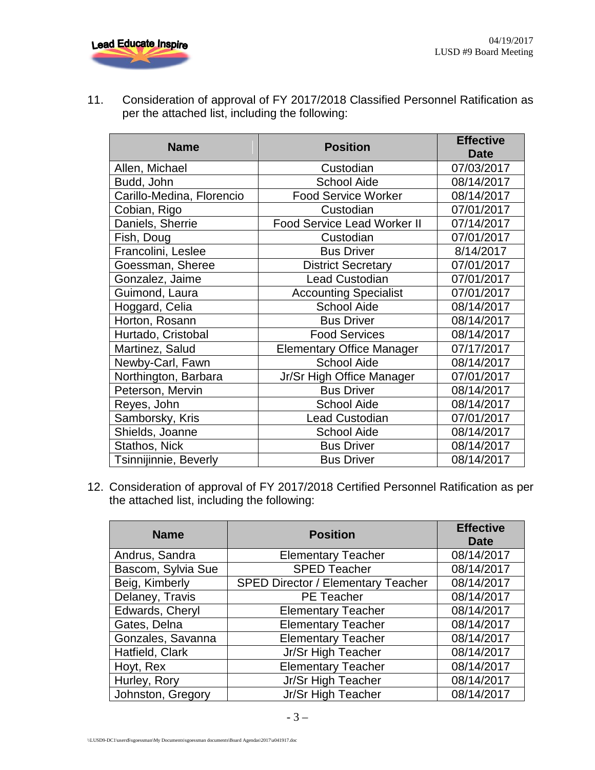11. Consideration of approval of FY 2017/2018 Classified Personnel Ratification as per the attached list, including the following:

| Name | Position | Effective Date |
|---|---|---|
| Allen, Michael | Custodian | 07/03/2017 |
| Budd, John | School Aide | 08/14/2017 |
| Carillo-Medina, Florencio | Food Service Worker | 08/14/2017 |
| Cobian, Rigo | Custodian | 07/01/2017 |
| Daniels, Sherrie | Food Service Lead Worker II | 07/14/2017 |
| Fish, Doug | Custodian | 07/01/2017 |
| Francolini, Leslee | Bus Driver | 8/14/2017 |
| Goessman, Sheree | District Secretary | 07/01/2017 |
| Gonzalez, Jaime | Lead Custodian | 07/01/2017 |
| Guimond, Laura | Accounting Specialist | 07/01/2017 |
| Hoggard, Celia | School Aide | 08/14/2017 |
| Horton, Rosann | Bus Driver | 08/14/2017 |
| Hurtado, Cristobal | Food Services | 08/14/2017 |
| Martinez, Salud | Elementary Office Manager | 07/17/2017 |
| Newby-Carl, Fawn | School Aide | 08/14/2017 |
| Northington, Barbara | Jr/Sr High Office Manager | 07/01/2017 |
| Peterson, Mervin | Bus Driver | 08/14/2017 |
| Reyes, John | School Aide | 08/14/2017 |
| Samborsky, Kris | Lead Custodian | 07/01/2017 |
| Shields, Joanne | School Aide | 08/14/2017 |
| Stathos, Nick | Bus Driver | 08/14/2017 |
| Tsinnijinnie, Beverly | Bus Driver | 08/14/2017 |

12. Consideration of approval of FY 2017/2018 Certified Personnel Ratification as per the attached list, including the following:

| Name | Position | Effective Date |
|---|---|---|
| Andrus, Sandra | Elementary Teacher | 08/14/2017 |
| Bascom, Sylvia Sue | SPED Teacher | 08/14/2017 |
| Beig, Kimberly | SPED Director / Elementary Teacher | 08/14/2017 |
| Delaney, Travis | PE Teacher | 08/14/2017 |
| Edwards, Cheryl | Elementary Teacher | 08/14/2017 |
| Gates, Delna | Elementary Teacher | 08/14/2017 |
| Gonzales, Savanna | Elementary Teacher | 08/14/2017 |
| Hatfield, Clark | Jr/Sr High Teacher | 08/14/2017 |
| Hoyt, Rex | Elementary Teacher | 08/14/2017 |
| Hurley, Rory | Jr/Sr High Teacher | 08/14/2017 |
| Johnston, Gregory | Jr/Sr High Teacher | 08/14/2017 |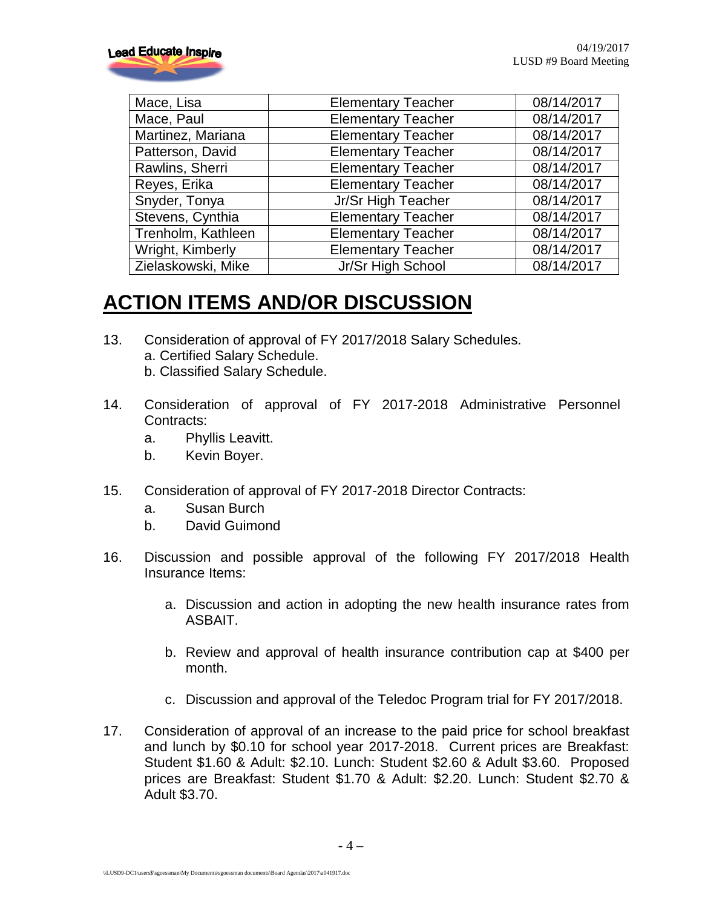| Mace, Lisa | Elementary Teacher | 08/14/2017 |
|---|---|---|
| Mace, Paul | Elementary Teacher | 08/14/2017 |
| Martinez, Mariana | Elementary Teacher | 08/14/2017 |
| Patterson, David | Elementary Teacher | 08/14/2017 |
| Rawlins, Sherri | Elementary Teacher | 08/14/2017 |
| Reyes, Erika | Elementary Teacher | 08/14/2017 |
| Snyder, Tonya | Jr/Sr High Teacher | 08/14/2017 |
| Stevens, Cynthia | Elementary Teacher | 08/14/2017 |
| Trenholm, Kathleen | Elementary Teacher | 08/14/2017 |
| Wright, Kimberly | Elementary Teacher | 08/14/2017 |
| Zielaskowski, Mike | Jr/Sr High School | 08/14/2017 |

# ACTION ITEMS AND/OR DISCUSSION

13. Consideration of approval of FY 2017/2018 Salary Schedules.
    a. Certified Salary Schedule.
    b. Classified Salary Schedule.

14. Consideration of approval of FY 2017-2018 Administrative Personnel Contracts:
    a. Phyllis Leavitt.
    b. Kevin Boyer.

15. Consideration of approval of FY 2017-2018 Director Contracts:
    a. Susan Burch
    b. David Guimond

16. Discussion and possible approval of the following FY 2017/2018 Health Insurance Items:

    a. Discussion and action in adopting the new health insurance rates from ASBAIT.

    b. Review and approval of health insurance contribution cap at $400 per month.

    c. Discussion and approval of the Teledoc Program trial for FY 2017/2018.

17. Consideration of approval of an increase to the paid price for school breakfast and lunch by $0.10 for school year 2017-2018. Current prices are Breakfast: Student $1.60 & Adult: $2.10. Lunch: Student $2.60 & Adult $3.60. Proposed prices are Breakfast: Student $1.70 & Adult: $2.20. Lunch: Student $2.70 & Adult $3.70.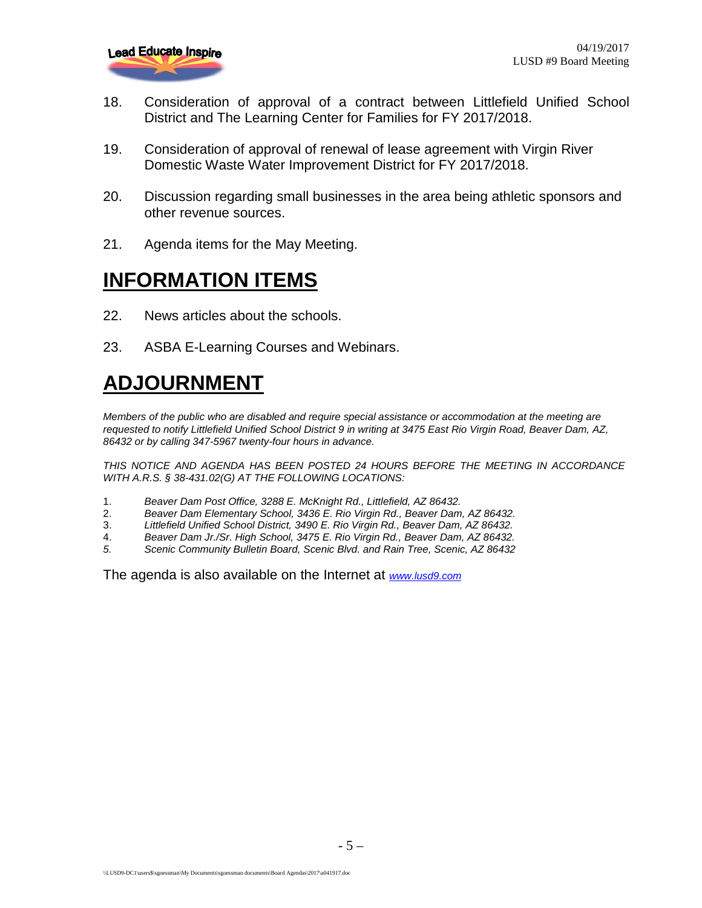18. Consideration of approval of a contract between Littlefield Unified School District and The Learning Center for Families for FY 2017/2018.

19. Consideration of approval of renewal of lease agreement with Virgin River Domestic Waste Water Improvement District for FY 2017/2018.

20. Discussion regarding small businesses in the area being athletic sponsors and other revenue sources.

21. Agenda items for the May Meeting.

# INFORMATION ITEMS

22. News articles about the schools.

23. ASBA E-Learning Courses and Webinars.

# ADJOURNMENT

*Members of the public who are disabled and require special assistance or accommodation at the meeting are requested to notify Littlefield Unified School District 9 in writing at 3475 East Rio Virgin Road, Beaver Dam, AZ, 86432 or by calling 347-5967 twenty-four hours in advance.*

*THIS NOTICE AND AGENDA HAS BEEN POSTED 24 HOURS BEFORE THE MEETING IN ACCORDANCE WITH A.R.S. § 38-431.02(G) AT THE FOLLOWING LOCATIONS:*

1. *Beaver Dam Post Office, 3288 E. McKnight Rd., Littlefield, AZ 86432.*
2. *Beaver Dam Elementary School, 3436 E. Rio Virgin Rd., Beaver Dam, AZ 86432.*
3. *Littlefield Unified School District, 3490 E. Rio Virgin Rd., Beaver Dam, AZ 86432.*
4. *Beaver Dam Jr./Sr. High School, 3475 E. Rio Virgin Rd., Beaver Dam, AZ 86432.*
5. *Scenic Community Bulletin Board, Scenic Blvd. and Rain Tree, Scenic, AZ 86432*

The agenda is also available on the Internet at *www.lusd9.com*